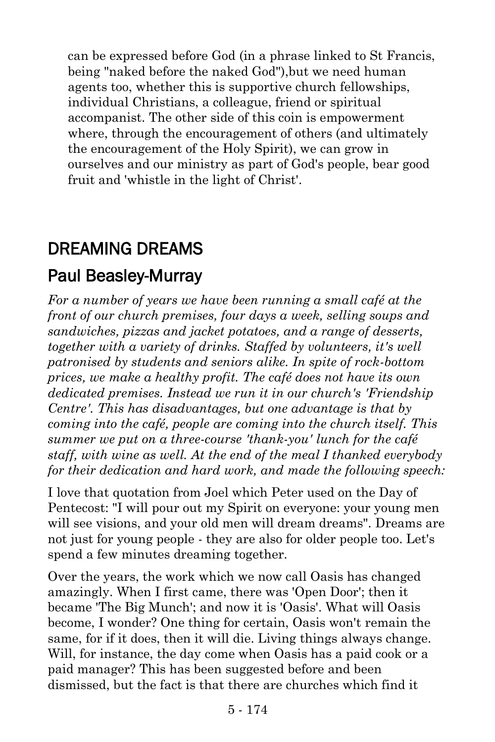can be expressed before God (in a phrase linked to St Francis, being "naked before the naked God"),but we need human agents too, whether this is supportive church fellowships, individual Christians, a colleague, friend or spiritual accompanist. The other side of this coin is empowerment where, through the encouragement of others (and ultimately the encouragement of the Holy Spirit), we can grow in ourselves and our ministry as part of God's people, bear good fruit and 'whistle in the light of Christ'.

## DREAMING DREAMS

## Paul Beasley-Murray

*For a number of years we have been running a small café at the front of our church premises, four days a week, selling soups and sandwiches, pizzas and jacket potatoes, and a range of desserts, together with a variety of drinks. Staffed by volunteers, it's well patronised by students and seniors alike. In spite of rock-bottom prices, we make a healthy profit. The café does not have its own dedicated premises. Instead we run it in our church's 'Friendship Centre'. This has disadvantages, but one advantage is that by coming into the café, people are coming into the church itself. This summer we put on a three-course 'thank-you' lunch for the café staff, with wine as well. At the end of the meal I thanked everybody for their dedication and hard work, and made the following speech:*

I love that quotation from Joel which Peter used on the Day of Pentecost: "I will pour out my Spirit on everyone: your young men will see visions, and your old men will dream dreams". Dreams are not just for young people - they are also for older people too. Let's spend a few minutes dreaming together.

Over the years, the work which we now call Oasis has changed amazingly. When I first came, there was 'Open Door'; then it became 'The Big Munch'; and now it is 'Oasis'. What will Oasis become, I wonder? One thing for certain, Oasis won't remain the same, for if it does, then it will die. Living things always change. Will, for instance, the day come when Oasis has a paid cook or a paid manager? This has been suggested before and been dismissed, but the fact is that there are churches which find it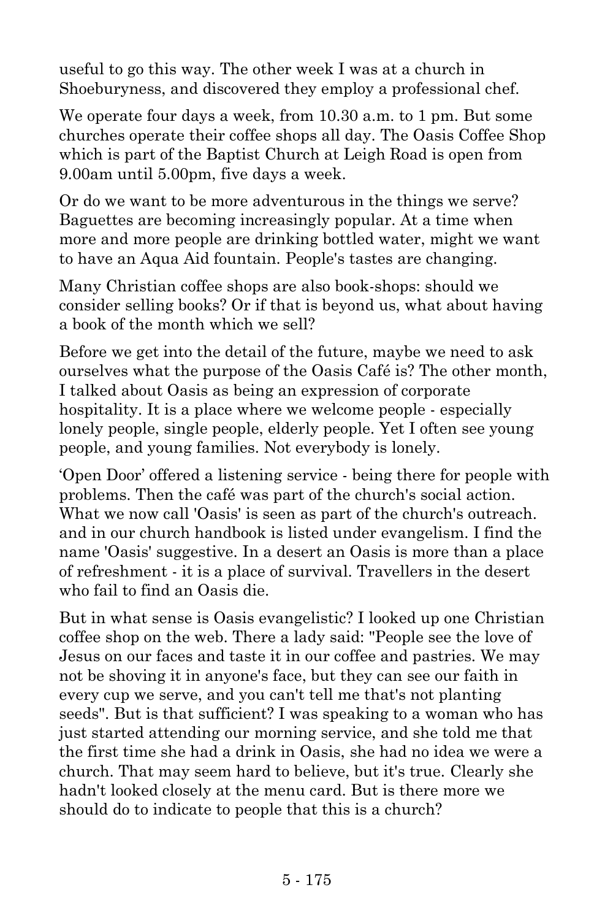useful to go this way. The other week I was at a church in Shoeburyness, and discovered they employ a professional chef.

We operate four days a week, from 10.30 a.m. to 1 pm. But some churches operate their coffee shops all day. The Oasis Coffee Shop which is part of the Baptist Church at Leigh Road is open from 9.00am until 5.00pm, five days a week.

Or do we want to be more adventurous in the things we serve? Baguettes are becoming increasingly popular. At a time when more and more people are drinking bottled water, might we want to have an Aqua Aid fountain. People's tastes are changing.

Many Christian coffee shops are also book-shops: should we consider selling books? Or if that is beyond us, what about having a book of the month which we sell?

Before we get into the detail of the future, maybe we need to ask ourselves what the purpose of the Oasis Café is? The other month, I talked about Oasis as being an expression of corporate hospitality. It is a place where we welcome people - especially lonely people, single people, elderly people. Yet I often see young people, and young families. Not everybody is lonely.

'Open Door' offered a listening service - being there for people with problems. Then the café was part of the church's social action. What we now call 'Oasis' is seen as part of the church's outreach. and in our church handbook is listed under evangelism. I find the name 'Oasis' suggestive. In a desert an Oasis is more than a place of refreshment - it is a place of survival. Travellers in the desert who fail to find an Oasis die.

But in what sense is Oasis evangelistic? I looked up one Christian coffee shop on the web. There a lady said: "People see the love of Jesus on our faces and taste it in our coffee and pastries. We may not be shoving it in anyone's face, but they can see our faith in every cup we serve, and you can't tell me that's not planting seeds". But is that sufficient? I was speaking to a woman who has just started attending our morning service, and she told me that the first time she had a drink in Oasis, she had no idea we were a church. That may seem hard to believe, but it's true. Clearly she hadn't looked closely at the menu card. But is there more we should do to indicate to people that this is a church?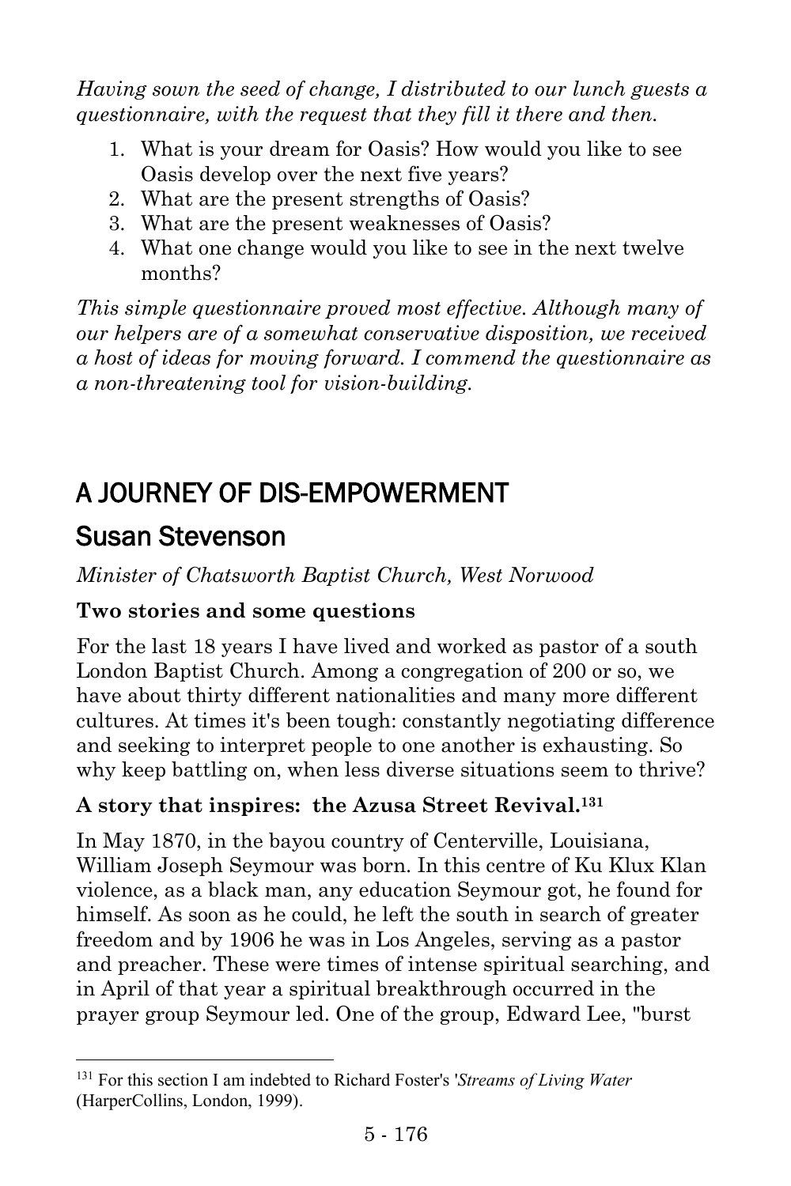*Having sown the seed of change, I distributed to our lunch guests a questionnaire, with the request that they fill it there and then.*

1. What is your dream for Oasis? How would you like to see Oasis develop over the next five years?
2. What are the present strengths of Oasis?
3. What are the present weaknesses of Oasis?
4. What one change would you like to see in the next twelve months?

*This simple questionnaire proved most effective. Although many of our helpers are of a somewhat conservative disposition, we received a host of ideas for moving forward. I commend the questionnaire as a non-threatening tool for vision-building.*

## A JOURNEY OF DIS-EMPOWERMENT

### Susan Stevenson

*Minister of Chatsworth Baptist Church, West Norwood*

**Two stories and some questions**

For the last 18 years I have lived and worked as pastor of a south London Baptist Church. Among a congregation of 200 or so, we have about thirty different nationalities and many more different cultures. At times it's been tough: constantly negotiating difference and seeking to interpret people to one another is exhausting. So why keep battling on, when less diverse situations seem to thrive?

**A story that inspires: the Azusa Street Revival.[131]**

In May 1870, in the bayou country of Centerville, Louisiana, William Joseph Seymour was born. In this centre of Ku Klux Klan violence, as a black man, any education Seymour got, he found for himself. As soon as he could, he left the south in search of greater freedom and by 1906 he was in Los Angeles, serving as a pastor and preacher. These were times of intense spiritual searching, and in April of that year a spiritual breakthrough occurred in the prayer group Seymour led. One of the group, Edward Lee, "burst

---

[131] For this section I am indebted to Richard Foster's '*Streams of Living Water* (HarperCollins, London, 1999).